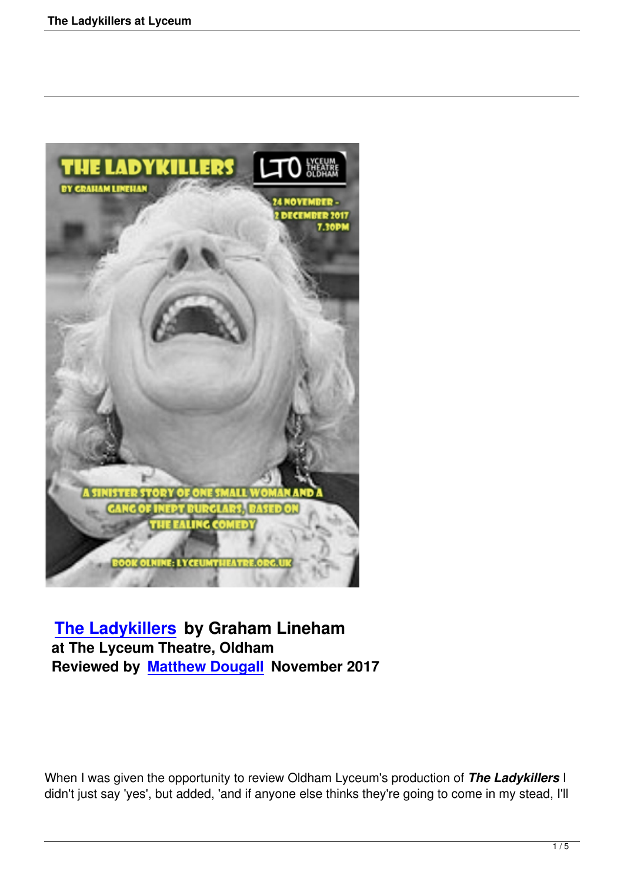**The Ladykillers by Graham Lineham**
**at The Lyceum Theatre, Oldham**
**Reviewed by Matthew Dougall November 2017**

When I was given the opportunity to review Oldham Lyceum's production of ***The Ladykillers*** I didn't just say 'yes', but added, 'and if anyone else thinks they're going to come in my stead, I'll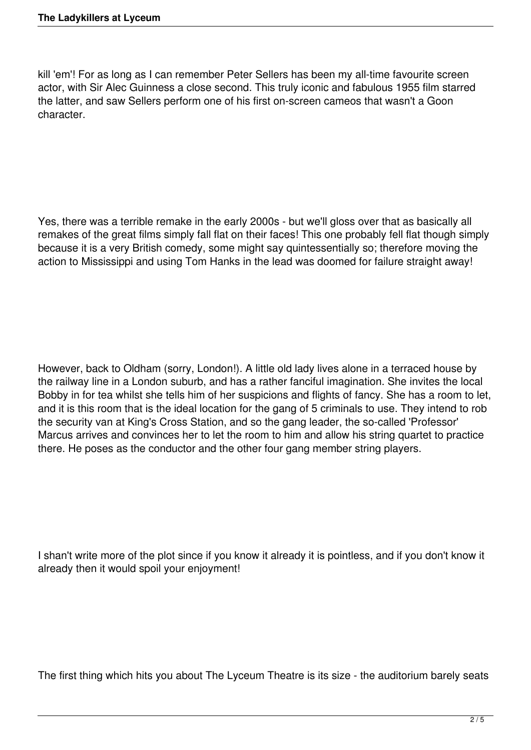kill 'em'! For as long as I can remember Peter Sellers has been my all-time favourite screen actor, with Sir Alec Guinness a close second. This truly iconic and fabulous 1955 film starred the latter, and saw Sellers perform one of his first on-screen cameos that wasn't a Goon character.

Yes, there was a terrible remake in the early 2000s - but we'll gloss over that as basically all remakes of the great films simply fall flat on their faces! This one probably fell flat though simply because it is a very British comedy, some might say quintessentially so; therefore moving the action to Mississippi and using Tom Hanks in the lead was doomed for failure straight away!

However, back to Oldham (sorry, London!). A little old lady lives alone in a terraced house by the railway line in a London suburb, and has a rather fanciful imagination. She invites the local Bobby in for tea whilst she tells him of her suspicions and flights of fancy. She has a room to let, and it is this room that is the ideal location for the gang of 5 criminals to use. They intend to rob the security van at King's Cross Station, and so the gang leader, the so-called 'Professor' Marcus arrives and convinces her to let the room to him and allow his string quartet to practice there. He poses as the conductor and the other four gang member string players.

I shan't write more of the plot since if you know it already it is pointless, and if you don't know it already then it would spoil your enjoyment!

The first thing which hits you about The Lyceum Theatre is its size - the auditorium barely seats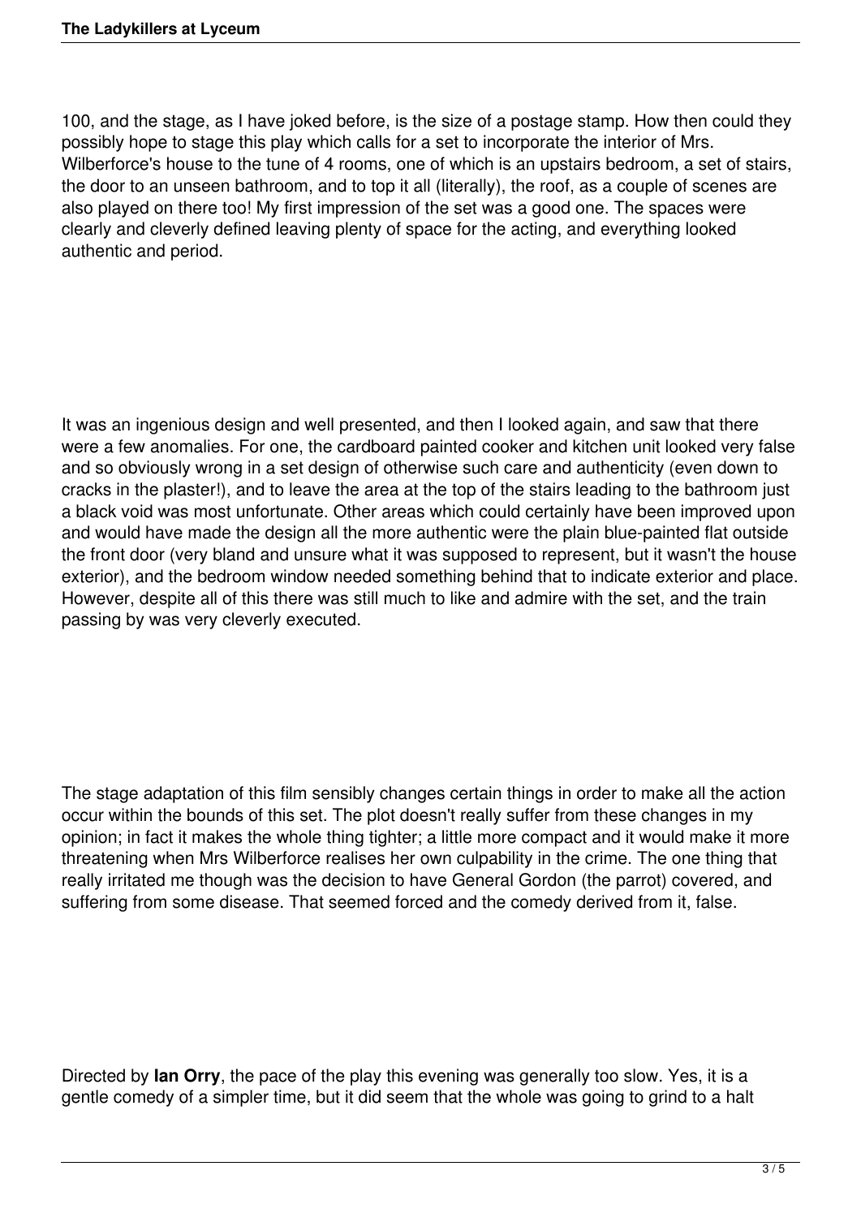100, and the stage, as I have joked before, is the size of a postage stamp. How then could they possibly hope to stage this play which calls for a set to incorporate the interior of Mrs. Wilberforce's house to the tune of 4 rooms, one of which is an upstairs bedroom, a set of stairs, the door to an unseen bathroom, and to top it all (literally), the roof, as a couple of scenes are also played on there too! My first impression of the set was a good one. The spaces were clearly and cleverly defined leaving plenty of space for the acting, and everything looked authentic and period.

It was an ingenious design and well presented, and then I looked again, and saw that there were a few anomalies. For one, the cardboard painted cooker and kitchen unit looked very false and so obviously wrong in a set design of otherwise such care and authenticity (even down to cracks in the plaster!), and to leave the area at the top of the stairs leading to the bathroom just a black void was most unfortunate. Other areas which could certainly have been improved upon and would have made the design all the more authentic were the plain blue-painted flat outside the front door (very bland and unsure what it was supposed to represent, but it wasn't the house exterior), and the bedroom window needed something behind that to indicate exterior and place. However, despite all of this there was still much to like and admire with the set, and the train passing by was very cleverly executed.

The stage adaptation of this film sensibly changes certain things in order to make all the action occur within the bounds of this set. The plot doesn't really suffer from these changes in my opinion; in fact it makes the whole thing tighter; a little more compact and it would make it more threatening when Mrs Wilberforce realises her own culpability in the crime. The one thing that really irritated me though was the decision to have General Gordon (the parrot) covered, and suffering from some disease. That seemed forced and the comedy derived from it, false.

Directed by **Ian Orry**, the pace of the play this evening was generally too slow. Yes, it is a gentle comedy of a simpler time, but it did seem that the whole was going to grind to a halt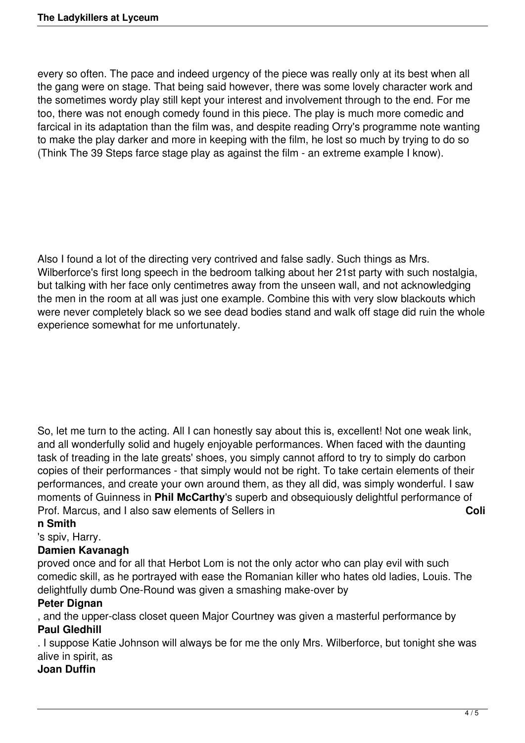every so often. The pace and indeed urgency of the piece was really only at its best when all the gang were on stage. That being said however, there was some lovely character work and the sometimes wordy play still kept your interest and involvement through to the end. For me too, there was not enough comedy found in this piece. The play is much more comedic and farcical in its adaptation than the film was, and despite reading Orry's programme note wanting to make the play darker and more in keeping with the film, he lost so much by trying to do so (Think The 39 Steps farce stage play as against the film - an extreme example I know).

Also I found a lot of the directing very contrived and false sadly. Such things as Mrs. Wilberforce's first long speech in the bedroom talking about her 21st party with such nostalgia, but talking with her face only centimetres away from the unseen wall, and not acknowledging the men in the room at all was just one example. Combine this with very slow blackouts which were never completely black so we see dead bodies stand and walk off stage did ruin the whole experience somewhat for me unfortunately.

So, let me turn to the acting. All I can honestly say about this is, excellent! Not one weak link, and all wonderfully solid and hugely enjoyable performances. When faced with the daunting task of treading in the late greats' shoes, you simply cannot afford to try to simply do carbon copies of their performances - that simply would not be right. To take certain elements of their performances, and create your own around them, as they all did, was simply wonderful. I saw moments of Guinness in **Phil McCarthy**'s superb and obsequiously delightful performance of Prof. Marcus, and I also saw elements of Sellers in **Colin Smith**'s spiv, Harry. **Damien Kavanagh** proved once and for all that Herbot Lom is not the only actor who can play evil with such comedic skill, as he portrayed with ease the Romanian killer who hates old ladies, Louis. The delightfully dumb One-Round was given a smashing make-over by **Peter Dignan**, and the upper-class closet queen Major Courtney was given a masterful performance by **Paul Gledhill**. I suppose Katie Johnson will always be for me the only Mrs. Wilberforce, but tonight she was alive in spirit, as **Joan Duffin**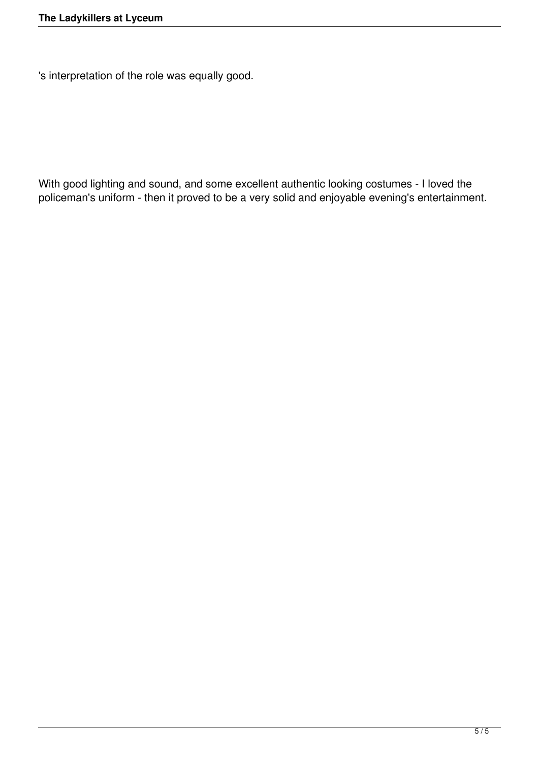's interpretation of the role was equally good.

With good lighting and sound, and some excellent authentic looking costumes - I loved the policeman's uniform - then it proved to be a very solid and enjoyable evening's entertainment.